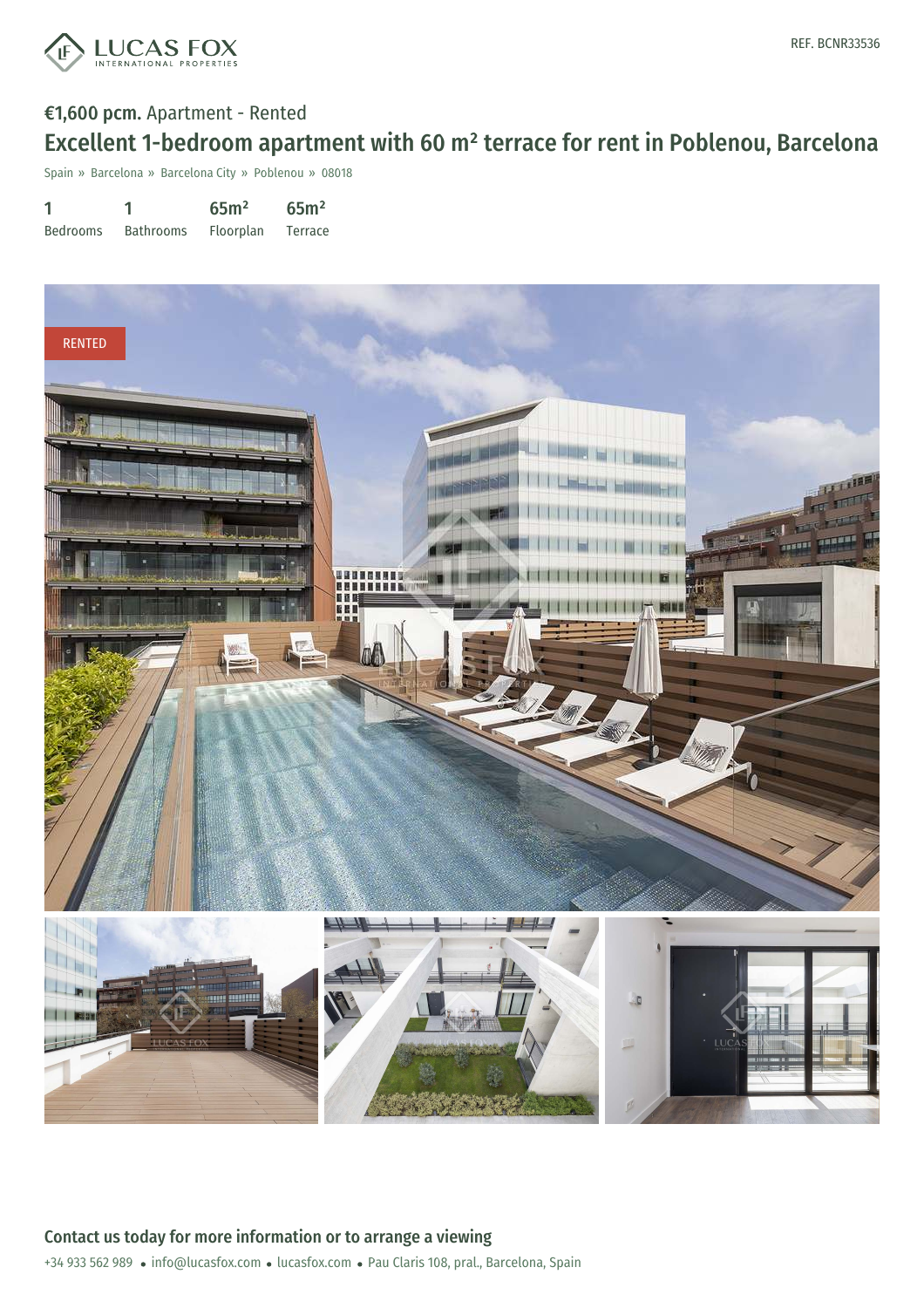REF. BCNR33536

**€1,600 pcm.** Apartment - Rented

# Excellent 1-bedroom apartment with 60 m² terrace for rent in Poblenou, Barcelona

Spain » Barcelona » Barcelona City » Poblenou » 08018

| 1 | 1 | 65m² | 65m² |
|---|---|---|---|
| Bedrooms | Bathrooms | Floorplan | Terrace |

RENTED

## Contact us today for more information or to arrange a viewing

+34 933 562 989 • info@lucasfox.com • lucasfox.com • Pau Claris 108, pral., Barcelona, Spain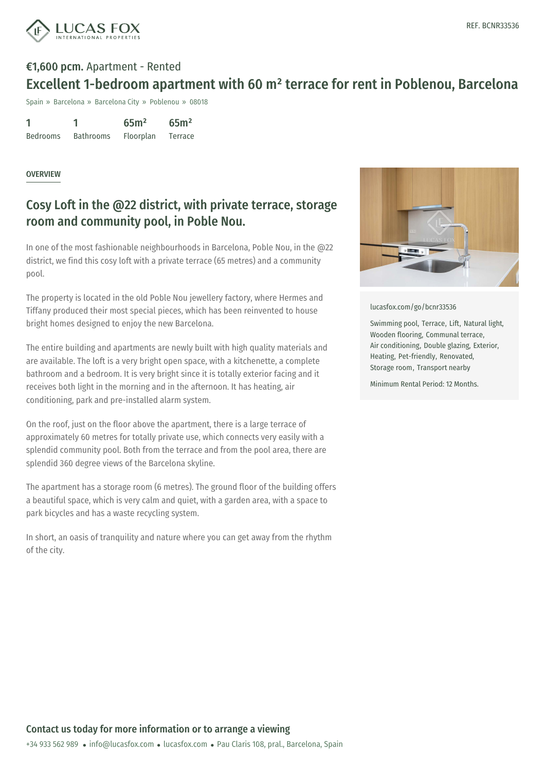REF. BCNR33536

**€1,600 pcm.** Apartment - Rented

# Excellent 1-bedroom apartment with 60 m² terrace for rent in Poblenou, Barcelona

Spain » Barcelona » Barcelona City » Poblenou » 08018

| 1 | 1 | 65m² | 65m² |
|---|---|---|---|
| Bedrooms | Bathrooms | Floorplan | Terrace |

OVERVIEW

## Cosy Loft in the @22 district, with private terrace, storage room and community pool, in Poble Nou.

In one of the most fashionable neighbourhoods in Barcelona, Poble Nou, in the @22 district, we find this cosy loft with a private terrace (65 metres) and a community pool.

The property is located in the old Poble Nou jewellery factory, where Hermes and Tiffany produced their most special pieces, which has been reinvented to house bright homes designed to enjoy the new Barcelona.

The entire building and apartments are newly built with high quality materials and are available. The loft is a very bright open space, with a kitchenette, a complete bathroom and a bedroom. It is very bright since it is totally exterior facing and it receives both light in the morning and in the afternoon. It has heating, air conditioning, park and pre-installed alarm system.

On the roof, just on the floor above the apartment, there is a large terrace of approximately 60 metres for totally private use, which connects very easily with a splendid community pool. Both from the terrace and from the pool area, there are splendid 360 degree views of the Barcelona skyline.

The apartment has a storage room (6 metres). The ground floor of the building offers a beautiful space, which is very calm and quiet, with a garden area, with a space to park bicycles and has a waste recycling system.

In short, an oasis of tranquility and nature where you can get away from the rhythm of the city.

lucasfox.com/go/bcnr33536

Swimming pool, Terrace, Lift, Natural light, Wooden flooring, Communal terrace, Air conditioning, Double glazing, Exterior, Heating, Pet-friendly, Renovated, Storage room, Transport nearby

Minimum Rental Period: 12 Months.

**Contact us today for more information or to arrange a viewing**

+34 933 562 989 • info@lucasfox.com • lucasfox.com • Pau Claris 108, pral., Barcelona, Spain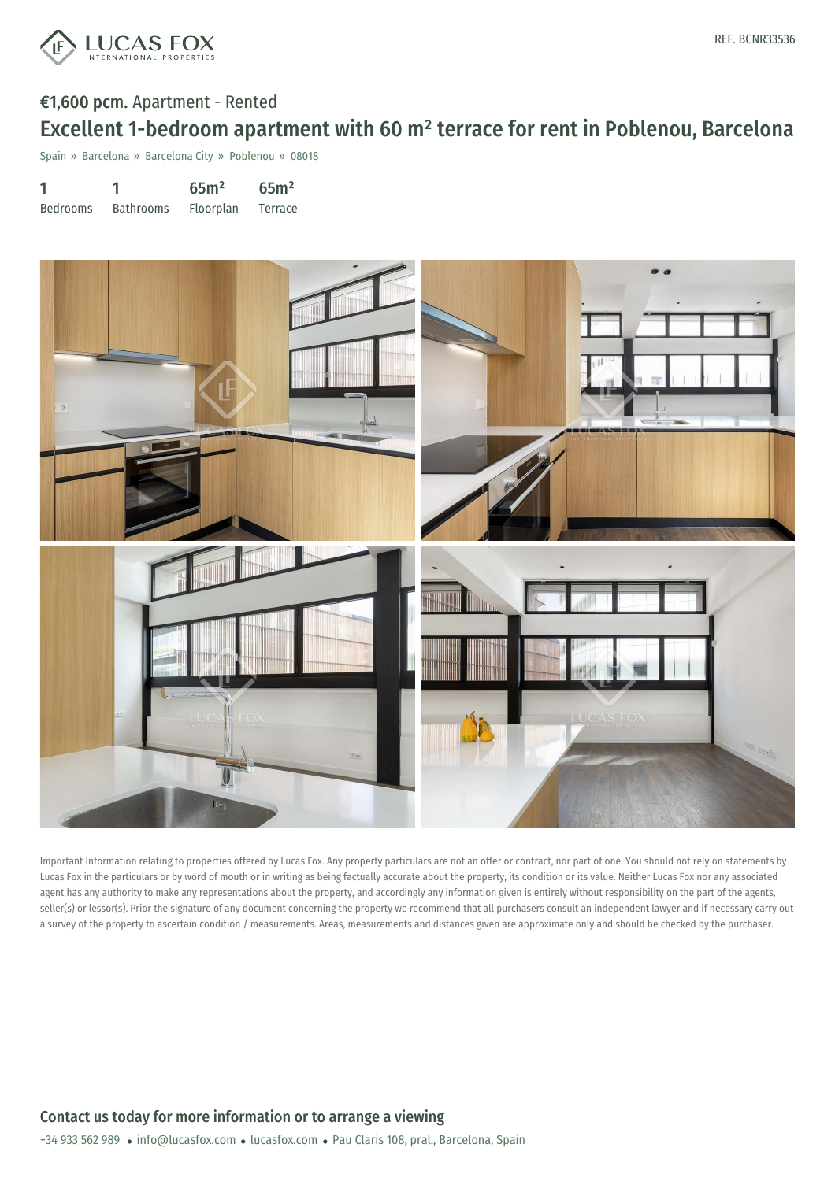€1,600 pcm. Apartment - Rented

# Excellent 1-bedroom apartment with 60 m² terrace for rent in Poblenou, Barcelona

Spain » Barcelona » Barcelona City » Poblenou » 08018

| 1 | 1 | 65m² | 65m² |
|---|---|---|---|
| Bedrooms | Bathrooms | Floorplan | Terrace |

Important Information relating to properties offered by Lucas Fox. Any property particulars are not an offer or contract, nor part of one. You should not rely on statements by Lucas Fox in the particulars or by word of mouth or in writing as being factually accurate about the property, its condition or its value. Neither Lucas Fox nor any associated agent has any authority to make any representations about the property, and accordingly any information given is entirely without responsibility on the part of the agents, seller(s) or lessor(s). Prior the signature of any document concerning the property we recommend that all purchasers consult an independent lawyer and if necessary carry out a survey of the property to ascertain condition / measurements. Areas, measurements and distances given are approximate only and should be checked by the purchaser.

## Contact us today for more information or to arrange a viewing

+34 933 562 989 • info@lucasfox.com • lucasfox.com • Pau Claris 108, pral., Barcelona, Spain